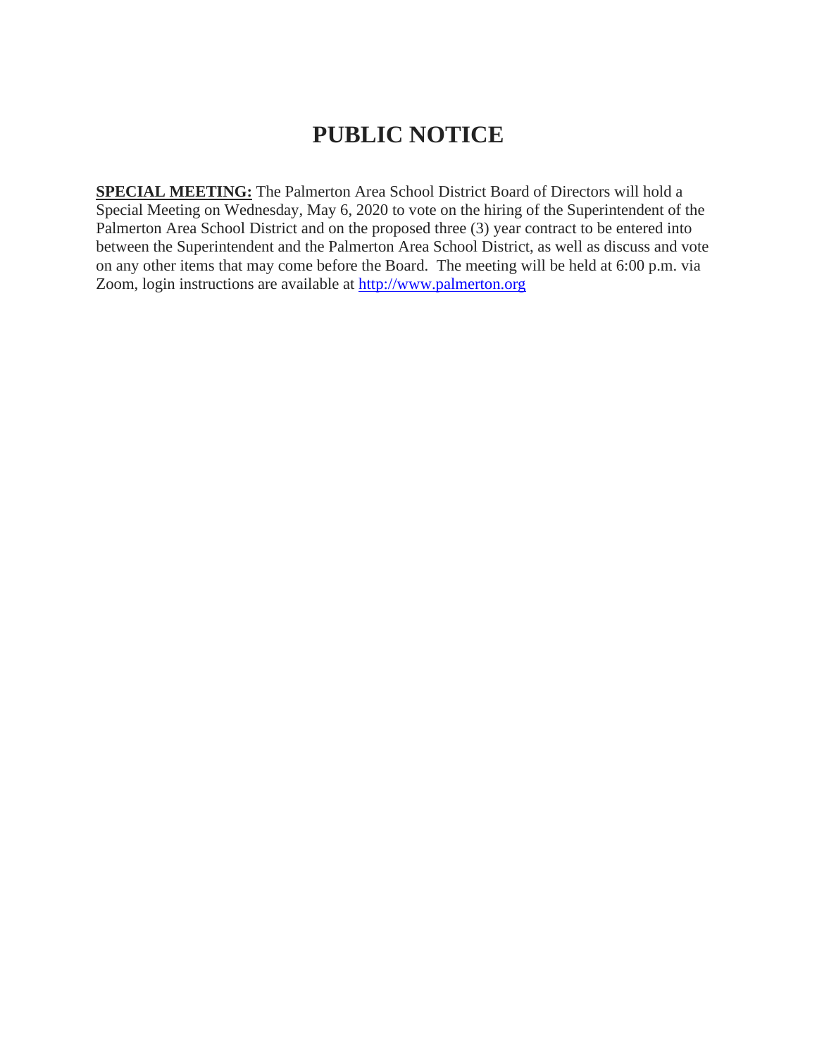# PUBLIC NOTICE

**SPECIAL MEETING:** The Palmerton Area School District Board of Directors will hold a Special Meeting on Wednesday, May 6, 2020 to vote on the hiring of the Superintendent of the Palmerton Area School District and on the proposed three (3) year contract to be entered into between the Superintendent and the Palmerton Area School District, as well as discuss and vote on any other items that may come before the Board. The meeting will be held at 6:00 p.m. via Zoom, login instructions are available at [http://www.palmerton.org](http://www.palmerton.org)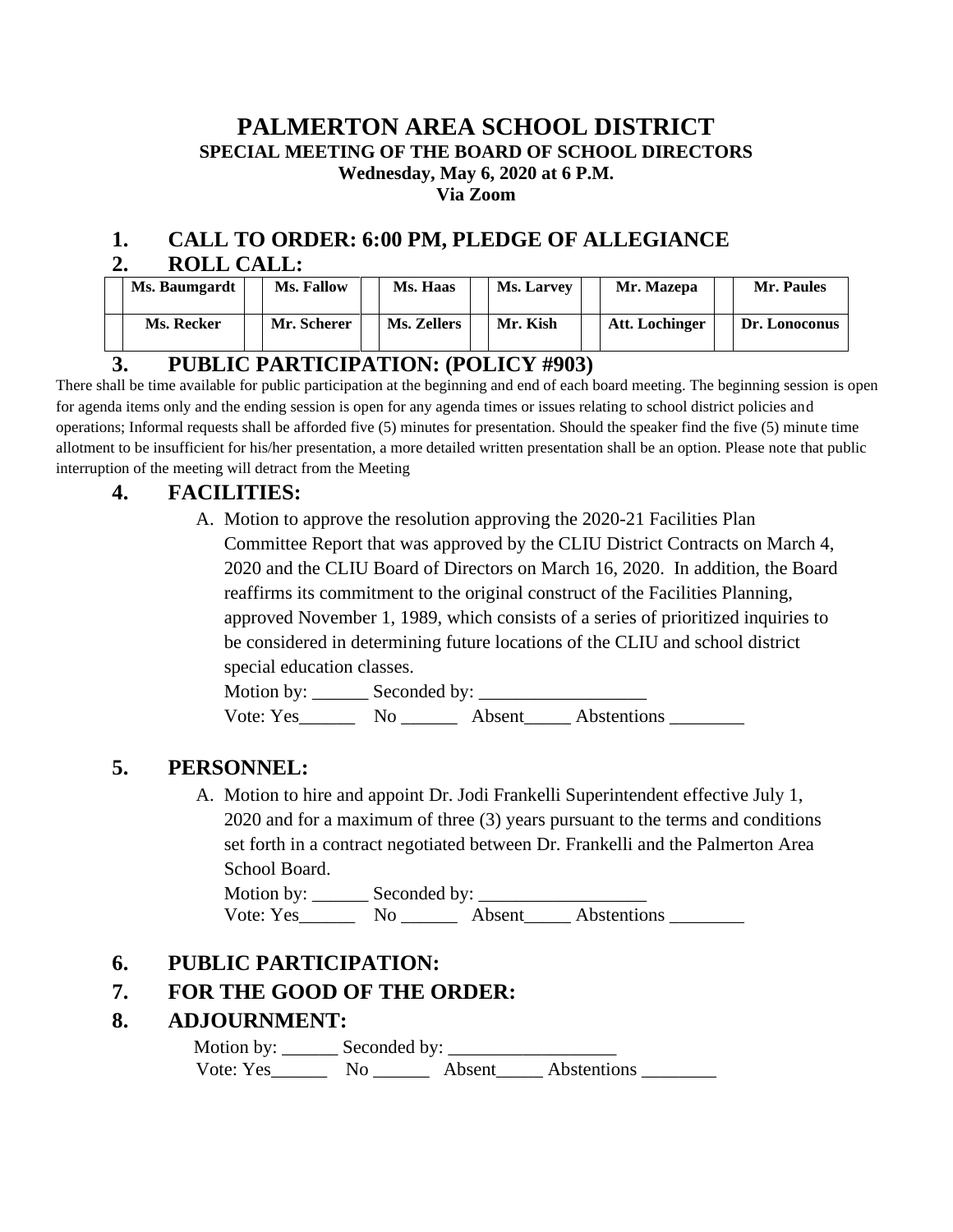# PALMERTON AREA SCHOOL DISTRICT

## SPECIAL MEETING OF THE BOARD OF SCHOOL DIRECTORS

**Wednesday, May 6, 2020 at 6 P.M.**

**Via Zoom**

## 1. CALL TO ORDER: 6:00 PM, PLEDGE OF ALLEGIANCE

## 2. ROLL CALL:

| | Ms. Baumgardt | | Ms. Fallow | | Ms. Haas | | Ms. Larvey | | Mr. Mazepa | | Mr. Paules |
|---|---|---|---|---|---|---|---|---|---|---|---|
| | Ms. Recker | | Mr. Scherer | | Ms. Zellers | | Mr. Kish | | Att. Lochinger | | Dr. Lonoconus |

## 3. PUBLIC PARTICIPATION: (POLICY #903)

There shall be time available for public participation at the beginning and end of each board meeting. The beginning session is open for agenda items only and the ending session is open for any agenda times or issues relating to school district policies and operations; Informal requests shall be afforded five (5) minutes for presentation. Should the speaker find the five (5) minute time allotment to be insufficient for his/her presentation, a more detailed written presentation shall be an option. Please note that public interruption of the meeting will detract from the Meeting

## 4. FACILITIES:

A. Motion to approve the resolution approving the 2020-21 Facilities Plan Committee Report that was approved by the CLIU District Contracts on March 4, 2020 and the CLIU Board of Directors on March 16, 2020. In addition, the Board reaffirms its commitment to the original construct of the Facilities Planning, approved November 1, 1989, which consists of a series of prioritized inquiries to be considered in determining future locations of the CLIU and school district special education classes.

Motion by: ______ Seconded by: __________________

Vote: Yes______ No ______ Absent_____ Abstentions ________

## 5. PERSONNEL:

A. Motion to hire and appoint Dr. Jodi Frankelli Superintendent effective July 1, 2020 and for a maximum of three (3) years pursuant to the terms and conditions set forth in a contract negotiated between Dr. Frankelli and the Palmerton Area School Board.

Motion by: ______ Seconded by: __________________

Vote: Yes______ No ______ Absent_____ Abstentions ________

## 6. PUBLIC PARTICIPATION:

## 7. FOR THE GOOD OF THE ORDER:

## 8. ADJOURNMENT:

Motion by: ______ Seconded by: __________________

Vote: Yes______ No ______ Absent_____ Abstentions ________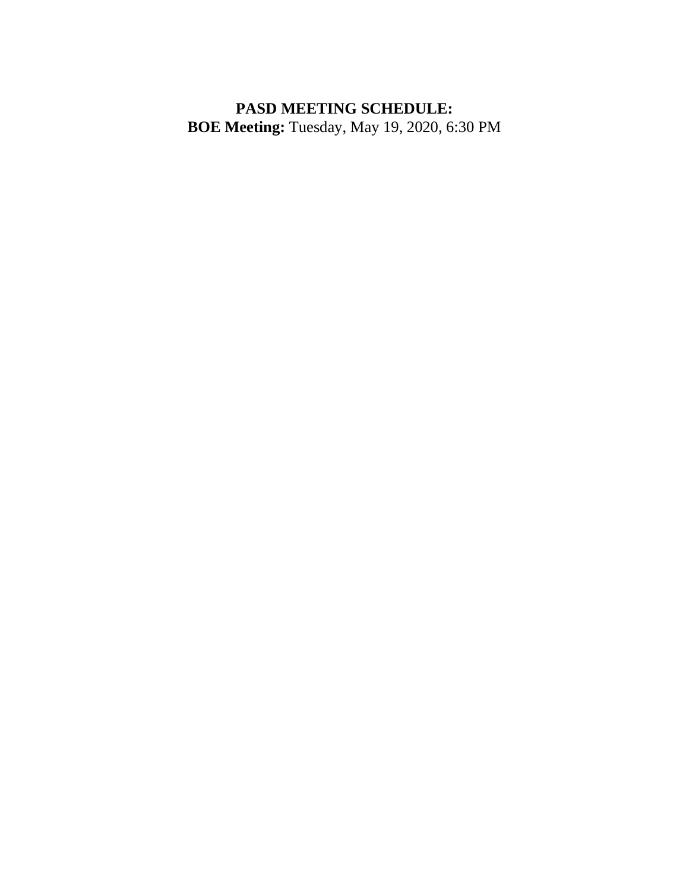**PASD MEETING SCHEDULE:**
**BOE Meeting:** Tuesday, May 19, 2020, 6:30 PM